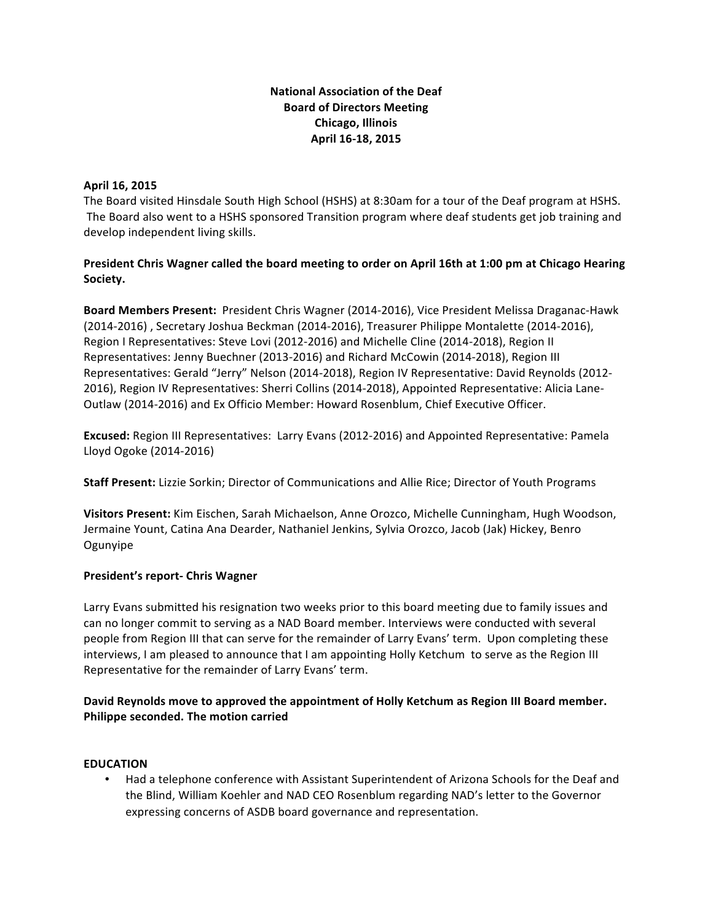**National Association of the Deaf**
**Board of Directors Meeting**
**Chicago, Illinois**
**April 16-18, 2015**

**April 16, 2015**

The Board visited Hinsdale South High School (HSHS) at 8:30am for a tour of the Deaf program at HSHS. The Board also went to a HSHS sponsored Transition program where deaf students get job training and develop independent living skills.

**President Chris Wagner called the board meeting to order on April 16th at 1:00 pm at Chicago Hearing Society.**

**Board Members Present:** President Chris Wagner (2014-2016), Vice President Melissa Draganac-Hawk (2014-2016) , Secretary Joshua Beckman (2014-2016), Treasurer Philippe Montalette (2014-2016), Region I Representatives: Steve Lovi (2012-2016) and Michelle Cline (2014-2018), Region II Representatives: Jenny Buechner (2013-2016) and Richard McCowin (2014-2018), Region III Representatives: Gerald "Jerry" Nelson (2014-2018), Region IV Representative: David Reynolds (2012-2016), Region IV Representatives: Sherri Collins (2014-2018), Appointed Representative: Alicia Lane-Outlaw (2014-2016) and Ex Officio Member: Howard Rosenblum, Chief Executive Officer.

**Excused:** Region III Representatives: Larry Evans (2012-2016) and Appointed Representative: Pamela Lloyd Ogoke (2014-2016)

**Staff Present:** Lizzie Sorkin; Director of Communications and Allie Rice; Director of Youth Programs

**Visitors Present:** Kim Eischen, Sarah Michaelson, Anne Orozco, Michelle Cunningham, Hugh Woodson, Jermaine Yount, Catina Ana Dearder, Nathaniel Jenkins, Sylvia Orozco, Jacob (Jak) Hickey, Benro Ogunyipe

**President's report- Chris Wagner**

Larry Evans submitted his resignation two weeks prior to this board meeting due to family issues and can no longer commit to serving as a NAD Board member. Interviews were conducted with several people from Region III that can serve for the remainder of Larry Evans' term. Upon completing these interviews, I am pleased to announce that I am appointing Holly Ketchum to serve as the Region III Representative for the remainder of Larry Evans' term.

**David Reynolds move to approved the appointment of Holly Ketchum as Region III Board member. Philippe seconded. The motion carried**

**EDUCATION**

- Had a telephone conference with Assistant Superintendent of Arizona Schools for the Deaf and the Blind, William Koehler and NAD CEO Rosenblum regarding NAD's letter to the Governor expressing concerns of ASDB board governance and representation.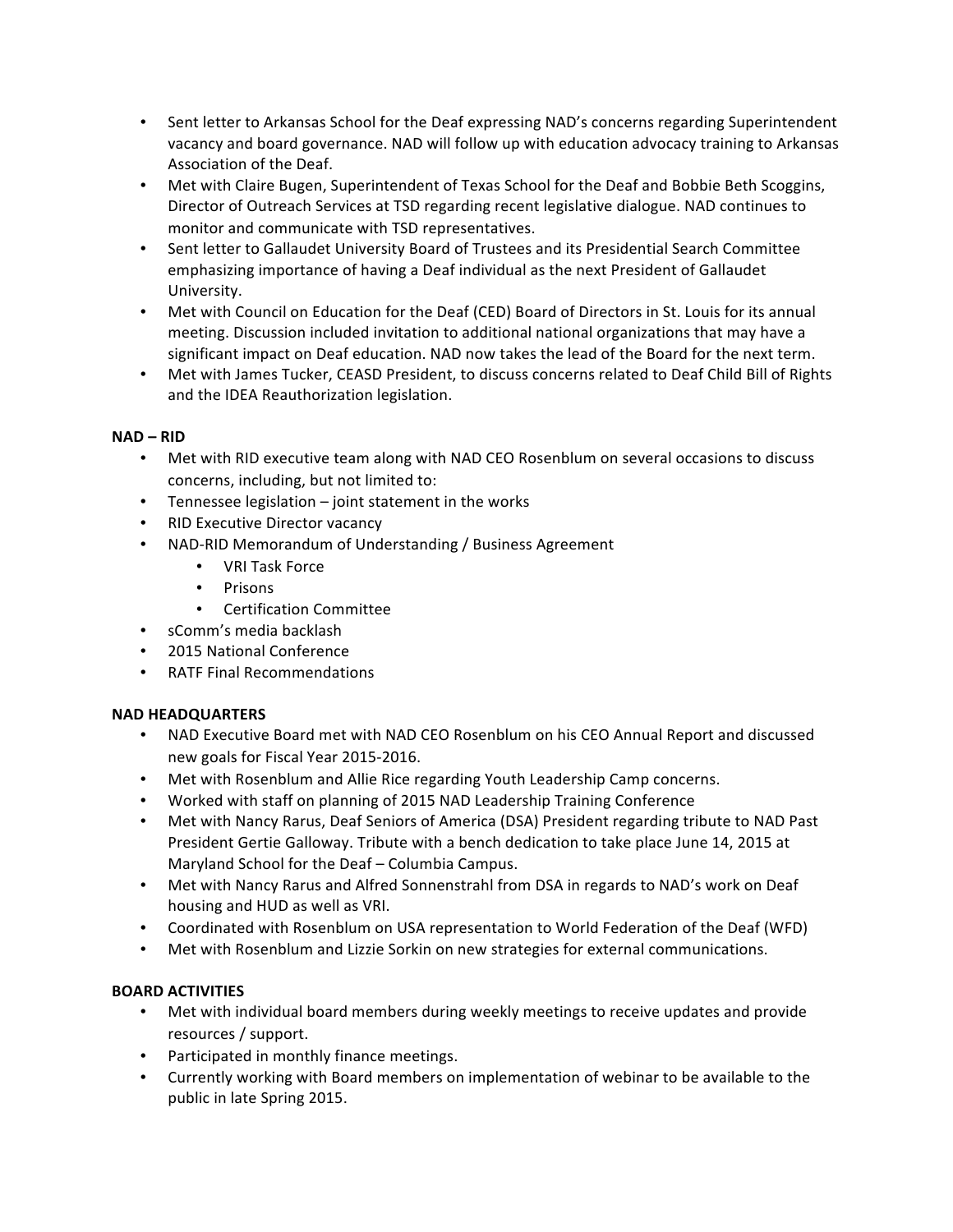- Sent letter to Arkansas School for the Deaf expressing NAD's concerns regarding Superintendent vacancy and board governance. NAD will follow up with education advocacy training to Arkansas Association of the Deaf.
- Met with Claire Bugen, Superintendent of Texas School for the Deaf and Bobbie Beth Scoggins, Director of Outreach Services at TSD regarding recent legislative dialogue. NAD continues to monitor and communicate with TSD representatives.
- Sent letter to Gallaudet University Board of Trustees and its Presidential Search Committee emphasizing importance of having a Deaf individual as the next President of Gallaudet University.
- Met with Council on Education for the Deaf (CED) Board of Directors in St. Louis for its annual meeting. Discussion included invitation to additional national organizations that may have a significant impact on Deaf education. NAD now takes the lead of the Board for the next term.
- Met with James Tucker, CEASD President, to discuss concerns related to Deaf Child Bill of Rights and the IDEA Reauthorization legislation.

**NAD – RID**

- Met with RID executive team along with NAD CEO Rosenblum on several occasions to discuss concerns, including, but not limited to:
- Tennessee legislation – joint statement in the works
- RID Executive Director vacancy
- NAD-RID Memorandum of Understanding / Business Agreement
    - VRI Task Force
    - Prisons
    - Certification Committee
- sComm's media backlash
- 2015 National Conference
- RATF Final Recommendations

**NAD HEADQUARTERS**

- NAD Executive Board met with NAD CEO Rosenblum on his CEO Annual Report and discussed new goals for Fiscal Year 2015-2016.
- Met with Rosenblum and Allie Rice regarding Youth Leadership Camp concerns.
- Worked with staff on planning of 2015 NAD Leadership Training Conference
- Met with Nancy Rarus, Deaf Seniors of America (DSA) President regarding tribute to NAD Past President Gertie Galloway. Tribute with a bench dedication to take place June 14, 2015 at Maryland School for the Deaf – Columbia Campus.
- Met with Nancy Rarus and Alfred Sonnenstrahl from DSA in regards to NAD's work on Deaf housing and HUD as well as VRI.
- Coordinated with Rosenblum on USA representation to World Federation of the Deaf (WFD)
- Met with Rosenblum and Lizzie Sorkin on new strategies for external communications.

**BOARD ACTIVITIES**

- Met with individual board members during weekly meetings to receive updates and provide resources / support.
- Participated in monthly finance meetings.
- Currently working with Board members on implementation of webinar to be available to the public in late Spring 2015.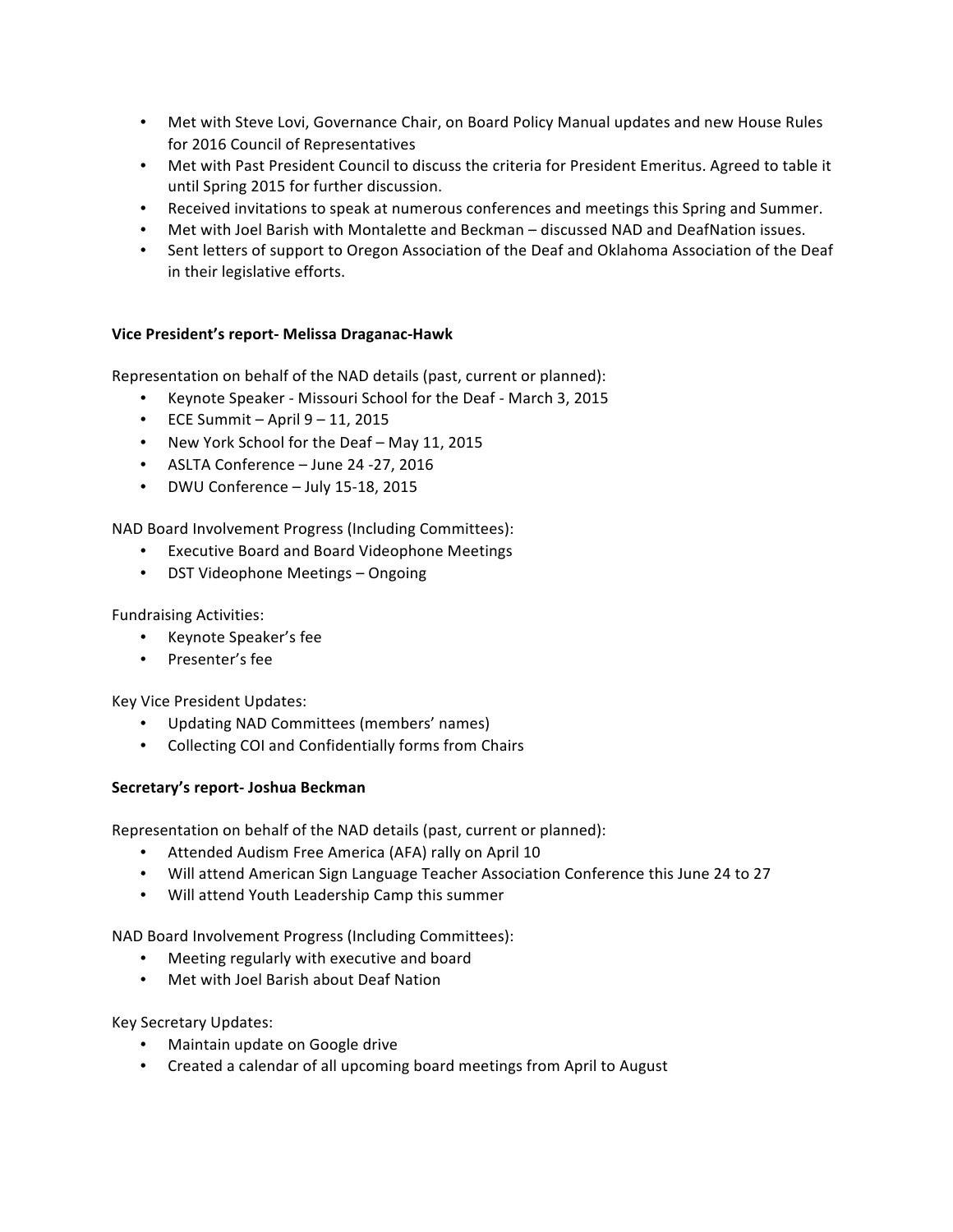- Met with Steve Lovi, Governance Chair, on Board Policy Manual updates and new House Rules for 2016 Council of Representatives
- Met with Past President Council to discuss the criteria for President Emeritus. Agreed to table it until Spring 2015 for further discussion.
- Received invitations to speak at numerous conferences and meetings this Spring and Summer.
- Met with Joel Barish with Montalette and Beckman – discussed NAD and DeafNation issues.
- Sent letters of support to Oregon Association of the Deaf and Oklahoma Association of the Deaf in their legislative efforts.

**Vice President's report- Melissa Draganac-Hawk**

Representation on behalf of the NAD details (past, current or planned):

- Keynote Speaker - Missouri School for the Deaf - March 3, 2015
- ECE Summit – April 9 – 11, 2015
- New York School for the Deaf – May 11, 2015
- ASLTA Conference – June 24 -27, 2016
- DWU Conference – July 15-18, 2015

NAD Board Involvement Progress (Including Committees):

- Executive Board and Board Videophone Meetings
- DST Videophone Meetings – Ongoing

Fundraising Activities:

- Keynote Speaker's fee
- Presenter's fee

Key Vice President Updates:

- Updating NAD Committees (members' names)
- Collecting COI and Confidentially forms from Chairs

**Secretary's report- Joshua Beckman**

Representation on behalf of the NAD details (past, current or planned):

- Attended Audism Free America (AFA) rally on April 10
- Will attend American Sign Language Teacher Association Conference this June 24 to 27
- Will attend Youth Leadership Camp this summer

NAD Board Involvement Progress (Including Committees):

- Meeting regularly with executive and board
- Met with Joel Barish about Deaf Nation

Key Secretary Updates:

- Maintain update on Google drive
- Created a calendar of all upcoming board meetings from April to August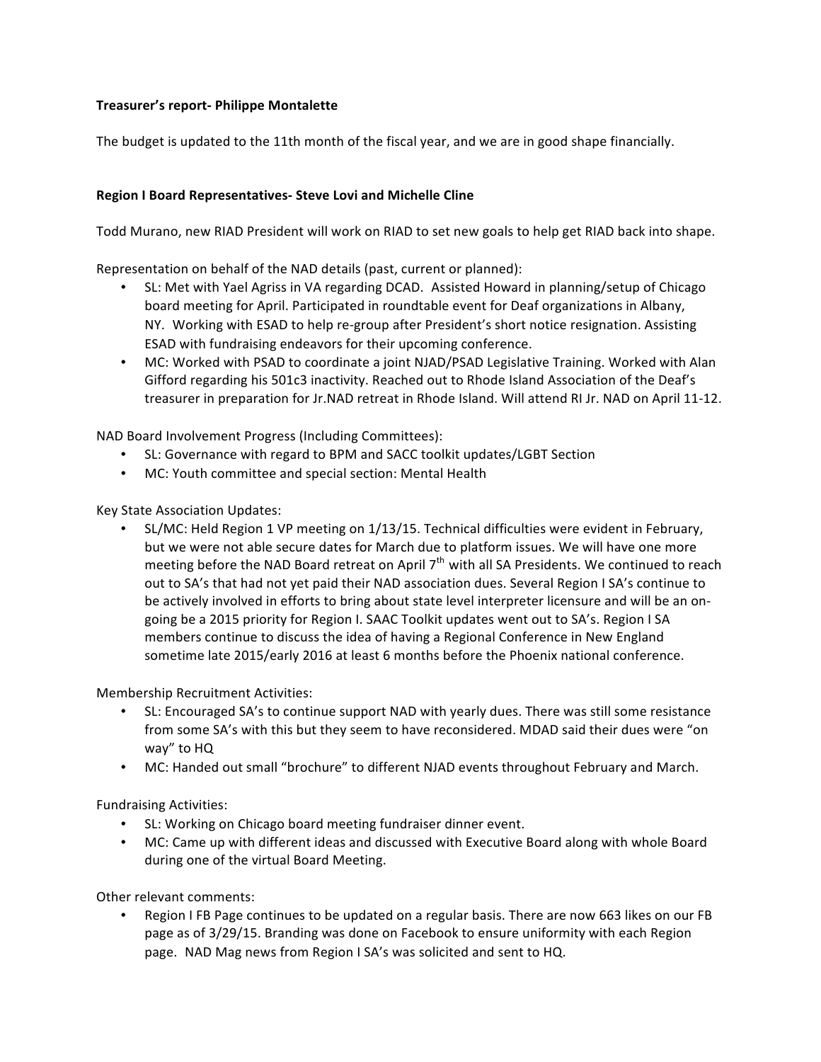**Treasurer's report- Philippe Montalette**

The budget is updated to the 11th month of the fiscal year, and we are in good shape financially.

**Region I Board Representatives- Steve Lovi and Michelle Cline**

Todd Murano, new RIAD President will work on RIAD to set new goals to help get RIAD back into shape.

Representation on behalf of the NAD details (past, current or planned):

- SL: Met with Yael Agriss in VA regarding DCAD. Assisted Howard in planning/setup of Chicago board meeting for April. Participated in roundtable event for Deaf organizations in Albany, NY. Working with ESAD to help re-group after President's short notice resignation. Assisting ESAD with fundraising endeavors for their upcoming conference.
- MC: Worked with PSAD to coordinate a joint NJAD/PSAD Legislative Training. Worked with Alan Gifford regarding his 501c3 inactivity. Reached out to Rhode Island Association of the Deaf's treasurer in preparation for Jr.NAD retreat in Rhode Island. Will attend RI Jr. NAD on April 11-12.

NAD Board Involvement Progress (Including Committees):

- SL: Governance with regard to BPM and SACC toolkit updates/LGBT Section
- MC: Youth committee and special section: Mental Health

Key State Association Updates:

- SL/MC: Held Region 1 VP meeting on 1/13/15. Technical difficulties were evident in February, but we were not able secure dates for March due to platform issues. We will have one more meeting before the NAD Board retreat on April 7th with all SA Presidents. We continued to reach out to SA's that had not yet paid their NAD association dues. Several Region I SA's continue to be actively involved in efforts to bring about state level interpreter licensure and will be an on-going be a 2015 priority for Region I. SAAC Toolkit updates went out to SA's. Region I SA members continue to discuss the idea of having a Regional Conference in New England sometime late 2015/early 2016 at least 6 months before the Phoenix national conference.

Membership Recruitment Activities:

- SL: Encouraged SA's to continue support NAD with yearly dues. There was still some resistance from some SA's with this but they seem to have reconsidered. MDAD said their dues were "on way" to HQ
- MC: Handed out small "brochure" to different NJAD events throughout February and March.

Fundraising Activities:

- SL: Working on Chicago board meeting fundraiser dinner event.
- MC: Came up with different ideas and discussed with Executive Board along with whole Board during one of the virtual Board Meeting.

Other relevant comments:

- Region I FB Page continues to be updated on a regular basis. There are now 663 likes on our FB page as of 3/29/15. Branding was done on Facebook to ensure uniformity with each Region page. NAD Mag news from Region I SA's was solicited and sent to HQ.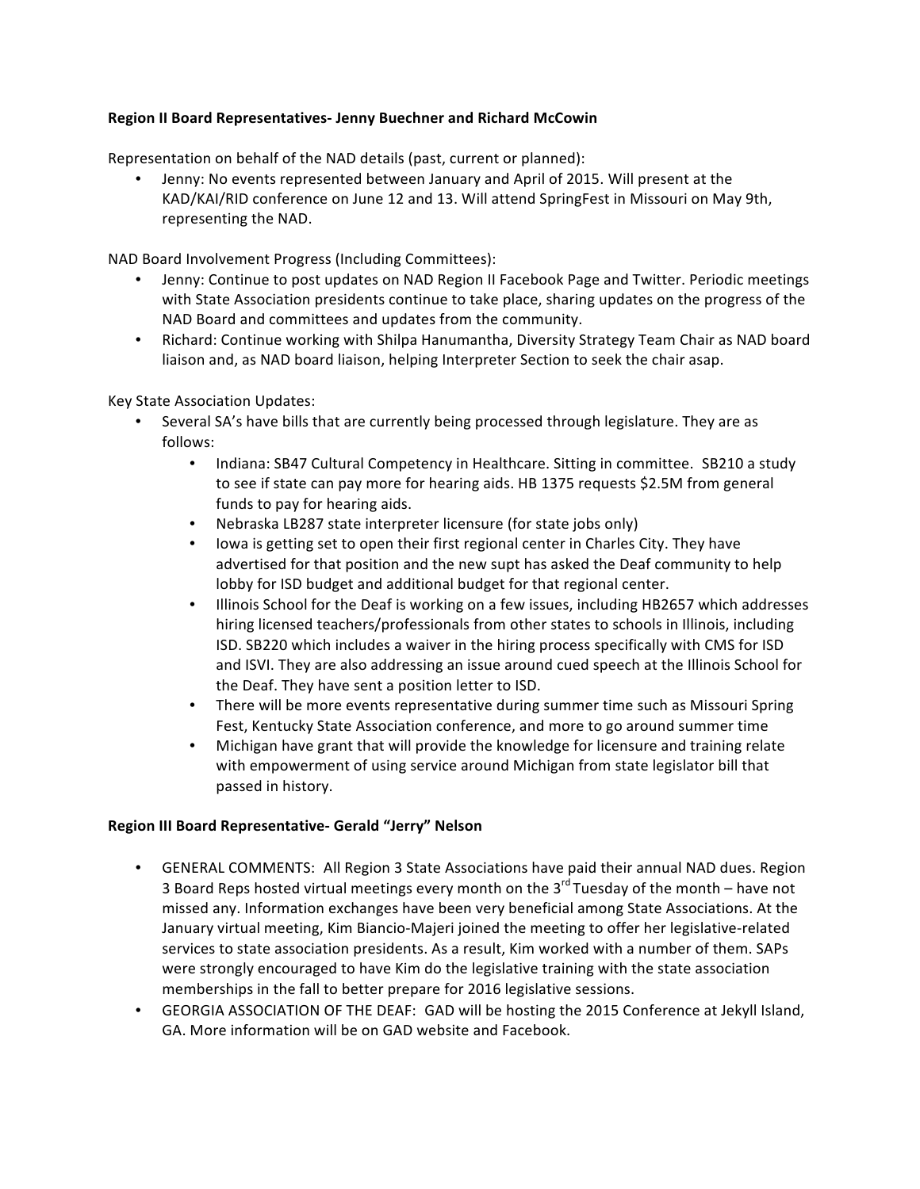**Region II Board Representatives- Jenny Buechner and Richard McCowin**

Representation on behalf of the NAD details (past, current or planned):

- Jenny: No events represented between January and April of 2015. Will present at the KAD/KAI/RID conference on June 12 and 13. Will attend SpringFest in Missouri on May 9th, representing the NAD.

NAD Board Involvement Progress (Including Committees):

- Jenny: Continue to post updates on NAD Region II Facebook Page and Twitter. Periodic meetings with State Association presidents continue to take place, sharing updates on the progress of the NAD Board and committees and updates from the community.
- Richard: Continue working with Shilpa Hanumantha, Diversity Strategy Team Chair as NAD board liaison and, as NAD board liaison, helping Interpreter Section to seek the chair asap.

Key State Association Updates:

- Several SA's have bills that are currently being processed through legislature. They are as follows:
  - Indiana: SB47 Cultural Competency in Healthcare. Sitting in committee. SB210 a study to see if state can pay more for hearing aids. HB 1375 requests $2.5M from general funds to pay for hearing aids.
  - Nebraska LB287 state interpreter licensure (for state jobs only)
  - Iowa is getting set to open their first regional center in Charles City. They have advertised for that position and the new supt has asked the Deaf community to help lobby for ISD budget and additional budget for that regional center.
  - Illinois School for the Deaf is working on a few issues, including HB2657 which addresses hiring licensed teachers/professionals from other states to schools in Illinois, including ISD. SB220 which includes a waiver in the hiring process specifically with CMS for ISD and ISVI. They are also addressing an issue around cued speech at the Illinois School for the Deaf. They have sent a position letter to ISD.
  - There will be more events representative during summer time such as Missouri Spring Fest, Kentucky State Association conference, and more to go around summer time
  - Michigan have grant that will provide the knowledge for licensure and training relate with empowerment of using service around Michigan from state legislator bill that passed in history.

**Region III Board Representative- Gerald "Jerry" Nelson**

- GENERAL COMMENTS: All Region 3 State Associations have paid their annual NAD dues. Region 3 Board Reps hosted virtual meetings every month on the 3rd Tuesday of the month – have not missed any. Information exchanges have been very beneficial among State Associations. At the January virtual meeting, Kim Biancio-Majeri joined the meeting to offer her legislative-related services to state association presidents. As a result, Kim worked with a number of them. SAPs were strongly encouraged to have Kim do the legislative training with the state association memberships in the fall to better prepare for 2016 legislative sessions.
- GEORGIA ASSOCIATION OF THE DEAF: GAD will be hosting the 2015 Conference at Jekyll Island, GA. More information will be on GAD website and Facebook.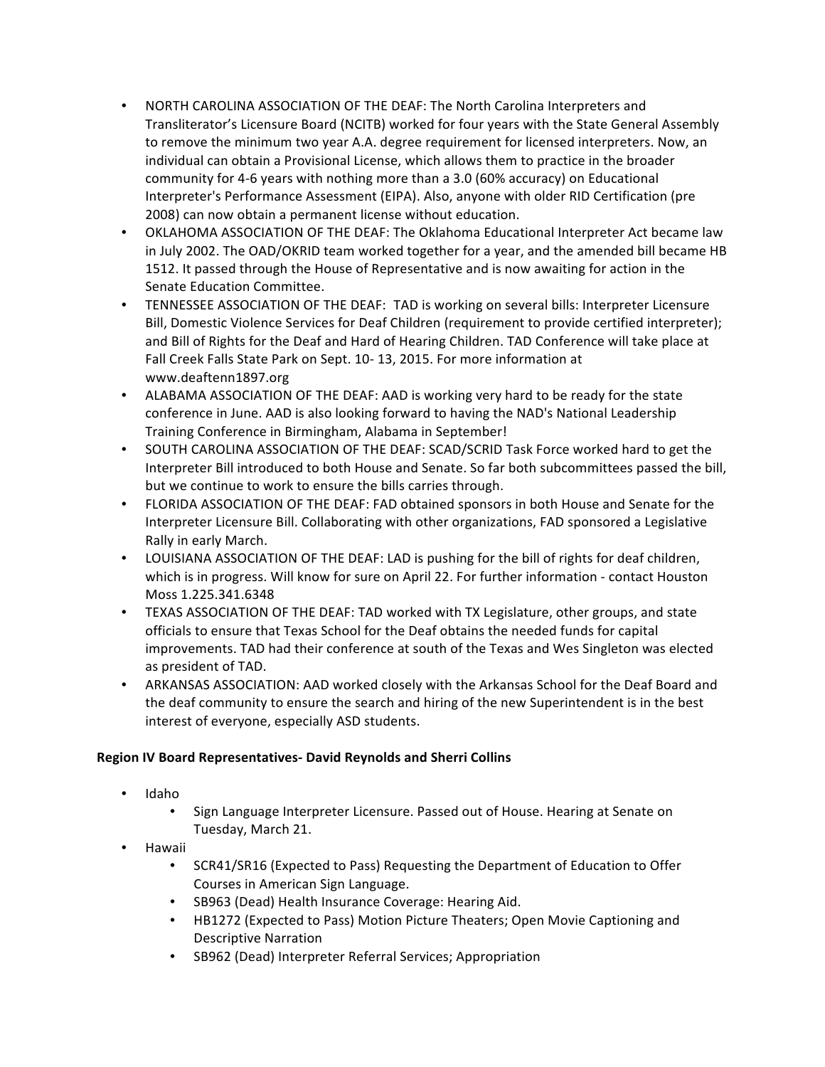- NORTH CAROLINA ASSOCIATION OF THE DEAF: The North Carolina Interpreters and Transliterator's Licensure Board (NCITB) worked for four years with the State General Assembly to remove the minimum two year A.A. degree requirement for licensed interpreters. Now, an individual can obtain a Provisional License, which allows them to practice in the broader community for 4-6 years with nothing more than a 3.0 (60% accuracy) on Educational Interpreter's Performance Assessment (EIPA). Also, anyone with older RID Certification (pre 2008) can now obtain a permanent license without education.
- OKLAHOMA ASSOCIATION OF THE DEAF: The Oklahoma Educational Interpreter Act became law in July 2002. The OAD/OKRID team worked together for a year, and the amended bill became HB 1512. It passed through the House of Representative and is now awaiting for action in the Senate Education Committee.
- TENNESSEE ASSOCIATION OF THE DEAF: TAD is working on several bills: Interpreter Licensure Bill, Domestic Violence Services for Deaf Children (requirement to provide certified interpreter); and Bill of Rights for the Deaf and Hard of Hearing Children. TAD Conference will take place at Fall Creek Falls State Park on Sept. 10- 13, 2015. For more information at www.deaftenn1897.org
- ALABAMA ASSOCIATION OF THE DEAF: AAD is working very hard to be ready for the state conference in June. AAD is also looking forward to having the NAD's National Leadership Training Conference in Birmingham, Alabama in September!
- SOUTH CAROLINA ASSOCIATION OF THE DEAF: SCAD/SCRID Task Force worked hard to get the Interpreter Bill introduced to both House and Senate. So far both subcommittees passed the bill, but we continue to work to ensure the bills carries through.
- FLORIDA ASSOCIATION OF THE DEAF: FAD obtained sponsors in both House and Senate for the Interpreter Licensure Bill. Collaborating with other organizations, FAD sponsored a Legislative Rally in early March.
- LOUISIANA ASSOCIATION OF THE DEAF: LAD is pushing for the bill of rights for deaf children, which is in progress. Will know for sure on April 22. For further information - contact Houston Moss 1.225.341.6348
- TEXAS ASSOCIATION OF THE DEAF: TAD worked with TX Legislature, other groups, and state officials to ensure that Texas School for the Deaf obtains the needed funds for capital improvements. TAD had their conference at south of the Texas and Wes Singleton was elected as president of TAD.
- ARKANSAS ASSOCIATION: AAD worked closely with the Arkansas School for the Deaf Board and the deaf community to ensure the search and hiring of the new Superintendent is in the best interest of everyone, especially ASD students.

**Region IV Board Representatives- David Reynolds and Sherri Collins**

- Idaho
  - Sign Language Interpreter Licensure. Passed out of House. Hearing at Senate on Tuesday, March 21.
- Hawaii
  - SCR41/SR16 (Expected to Pass) Requesting the Department of Education to Offer Courses in American Sign Language.
  - SB963 (Dead) Health Insurance Coverage: Hearing Aid.
  - HB1272 (Expected to Pass) Motion Picture Theaters; Open Movie Captioning and Descriptive Narration
  - SB962 (Dead) Interpreter Referral Services; Appropriation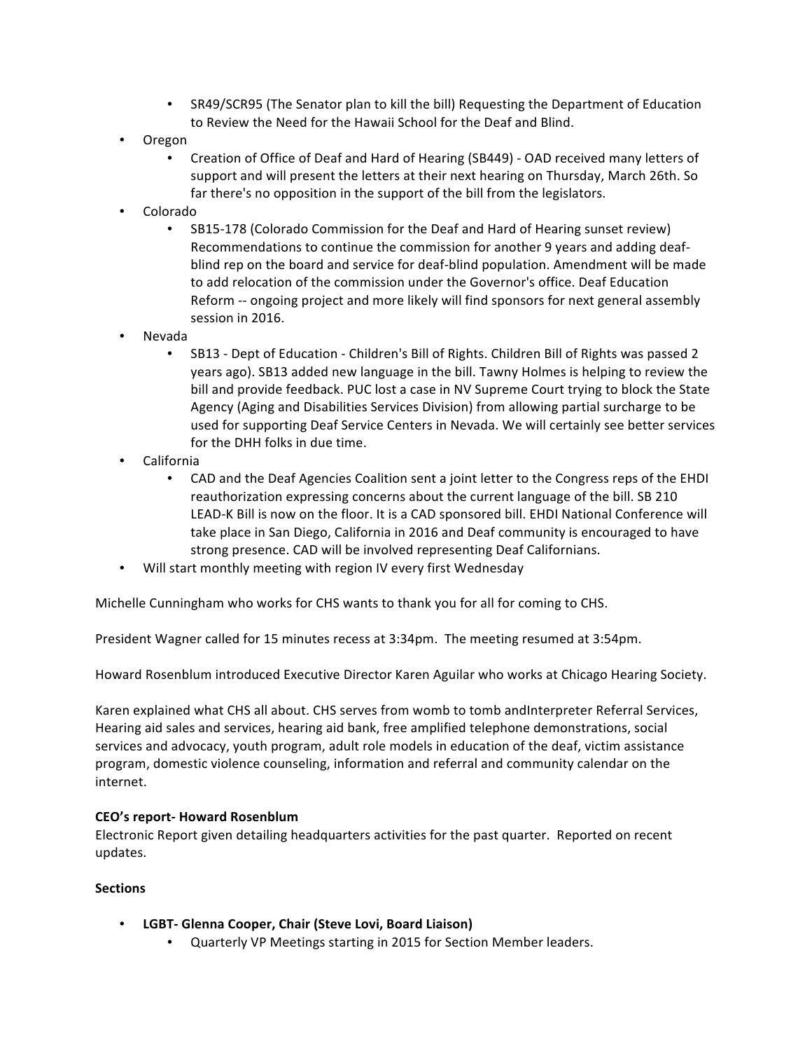- SR49/SCR95 (The Senator plan to kill the bill) Requesting the Department of Education to Review the Need for the Hawaii School for the Deaf and Blind.
- Oregon
  - Creation of Office of Deaf and Hard of Hearing (SB449) - OAD received many letters of support and will present the letters at their next hearing on Thursday, March 26th. So far there's no opposition in the support of the bill from the legislators.
- Colorado
  - SB15-178 (Colorado Commission for the Deaf and Hard of Hearing sunset review) Recommendations to continue the commission for another 9 years and adding deaf-blind rep on the board and service for deaf-blind population. Amendment will be made to add relocation of the commission under the Governor's office. Deaf Education Reform -- ongoing project and more likely will find sponsors for next general assembly session in 2016.
- Nevada
  - SB13 - Dept of Education - Children's Bill of Rights. Children Bill of Rights was passed 2 years ago). SB13 added new language in the bill. Tawny Holmes is helping to review the bill and provide feedback. PUC lost a case in NV Supreme Court trying to block the State Agency (Aging and Disabilities Services Division) from allowing partial surcharge to be used for supporting Deaf Service Centers in Nevada. We will certainly see better services for the DHH folks in due time.
- California
  - CAD and the Deaf Agencies Coalition sent a joint letter to the Congress reps of the EHDI reauthorization expressing concerns about the current language of the bill. SB 210 LEAD-K Bill is now on the floor. It is a CAD sponsored bill. EHDI National Conference will take place in San Diego, California in 2016 and Deaf community is encouraged to have strong presence. CAD will be involved representing Deaf Californians.
- Will start monthly meeting with region IV every first Wednesday

Michelle Cunningham who works for CHS wants to thank you for all for coming to CHS.

President Wagner called for 15 minutes recess at 3:34pm. The meeting resumed at 3:54pm.

Howard Rosenblum introduced Executive Director Karen Aguilar who works at Chicago Hearing Society.

Karen explained what CHS all about. CHS serves from womb to tomb andInterpreter Referral Services, Hearing aid sales and services, hearing aid bank, free amplified telephone demonstrations, social services and advocacy, youth program, adult role models in education of the deaf, victim assistance program, domestic violence counseling, information and referral and community calendar on the internet.

**CEO's report- Howard Rosenblum**

Electronic Report given detailing headquarters activities for the past quarter. Reported on recent updates.

**Sections**

- **LGBT- Glenna Cooper, Chair (Steve Lovi, Board Liaison)**
  - Quarterly VP Meetings starting in 2015 for Section Member leaders.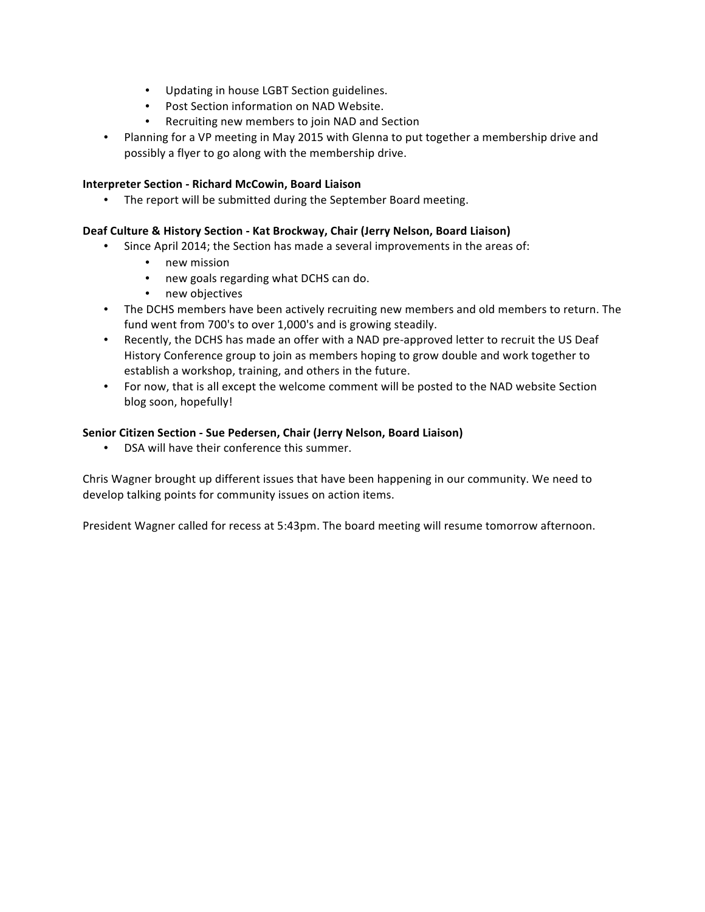- Updating in house LGBT Section guidelines.
    - Post Section information on NAD Website.
    - Recruiting new members to join NAD and Section
- Planning for a VP meeting in May 2015 with Glenna to put together a membership drive and possibly a flyer to go along with the membership drive.

**Interpreter Section - Richard McCowin, Board Liaison**

- The report will be submitted during the September Board meeting.

**Deaf Culture & History Section - Kat Brockway, Chair (Jerry Nelson, Board Liaison)**

- Since April 2014; the Section has made a several improvements in the areas of:
    - new mission
    - new goals regarding what DCHS can do.
    - new objectives
- The DCHS members have been actively recruiting new members and old members to return. The fund went from 700's to over 1,000's and is growing steadily.
- Recently, the DCHS has made an offer with a NAD pre-approved letter to recruit the US Deaf History Conference group to join as members hoping to grow double and work together to establish a workshop, training, and others in the future.
- For now, that is all except the welcome comment will be posted to the NAD website Section blog soon, hopefully!

**Senior Citizen Section - Sue Pedersen, Chair (Jerry Nelson, Board Liaison)**

- DSA will have their conference this summer.

Chris Wagner brought up different issues that have been happening in our community. We need to develop talking points for community issues on action items.

President Wagner called for recess at 5:43pm. The board meeting will resume tomorrow afternoon.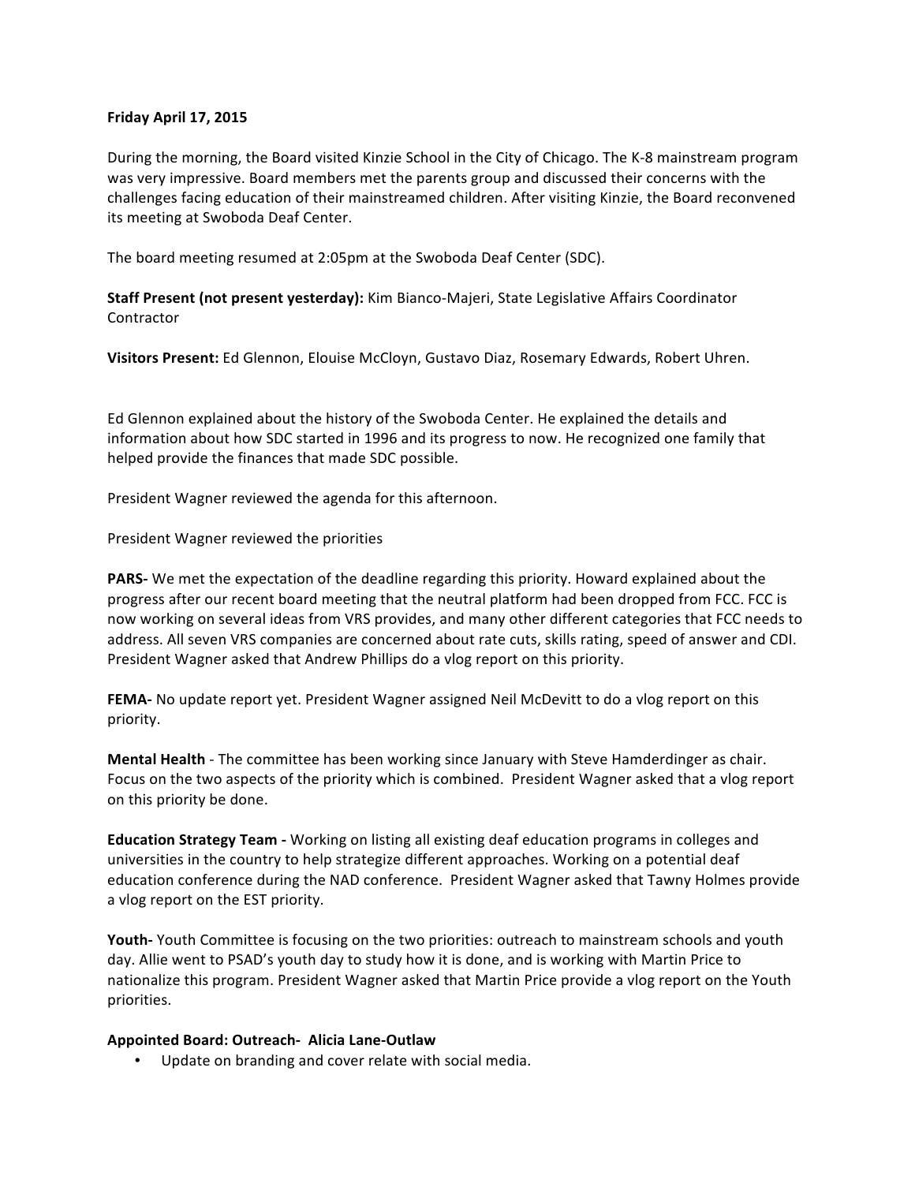**Friday April 17, 2015**

During the morning, the Board visited Kinzie School in the City of Chicago. The K-8 mainstream program was very impressive. Board members met the parents group and discussed their concerns with the challenges facing education of their mainstreamed children. After visiting Kinzie, the Board reconvened its meeting at Swoboda Deaf Center.

The board meeting resumed at 2:05pm at the Swoboda Deaf Center (SDC).

**Staff Present (not present yesterday):** Kim Bianco-Majeri, State Legislative Affairs Coordinator Contractor

**Visitors Present:** Ed Glennon, Elouise McCloyn, Gustavo Diaz, Rosemary Edwards, Robert Uhren.

Ed Glennon explained about the history of the Swoboda Center. He explained the details and information about how SDC started in 1996 and its progress to now. He recognized one family that helped provide the finances that made SDC possible.

President Wagner reviewed the agenda for this afternoon.

President Wagner reviewed the priorities

**PARS-** We met the expectation of the deadline regarding this priority. Howard explained about the progress after our recent board meeting that the neutral platform had been dropped from FCC. FCC is now working on several ideas from VRS provides, and many other different categories that FCC needs to address. All seven VRS companies are concerned about rate cuts, skills rating, speed of answer and CDI. President Wagner asked that Andrew Phillips do a vlog report on this priority.

**FEMA-** No update report yet. President Wagner assigned Neil McDevitt to do a vlog report on this priority.

**Mental Health** - The committee has been working since January with Steve Hamderdinger as chair. Focus on the two aspects of the priority which is combined. President Wagner asked that a vlog report on this priority be done.

**Education Strategy Team -** Working on listing all existing deaf education programs in colleges and universities in the country to help strategize different approaches. Working on a potential deaf education conference during the NAD conference. President Wagner asked that Tawny Holmes provide a vlog report on the EST priority.

**Youth-** Youth Committee is focusing on the two priorities: outreach to mainstream schools and youth day. Allie went to PSAD's youth day to study how it is done, and is working with Martin Price to nationalize this program. President Wagner asked that Martin Price provide a vlog report on the Youth priorities.

**Appointed Board: Outreach- Alicia Lane-Outlaw**

- Update on branding and cover relate with social media.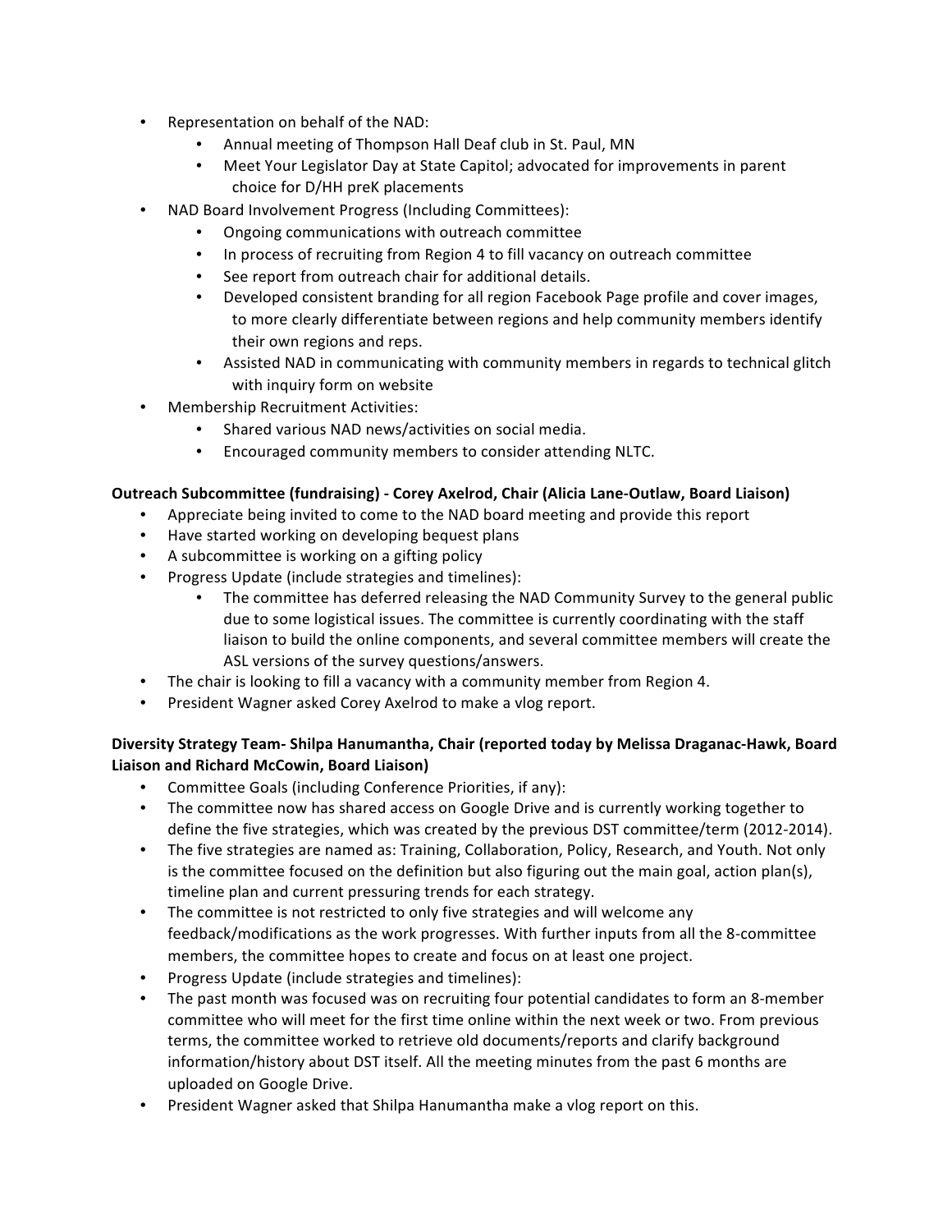- Representation on behalf of the NAD:
  - Annual meeting of Thompson Hall Deaf club in St. Paul, MN
  - Meet Your Legislator Day at State Capitol; advocated for improvements in parent choice for D/HH preK placements
- NAD Board Involvement Progress (Including Committees):
  - Ongoing communications with outreach committee
  - In process of recruiting from Region 4 to fill vacancy on outreach committee
  - See report from outreach chair for additional details.
  - Developed consistent branding for all region Facebook Page profile and cover images, to more clearly differentiate between regions and help community members identify their own regions and reps.
  - Assisted NAD in communicating with community members in regards to technical glitch with inquiry form on website
- Membership Recruitment Activities:
  - Shared various NAD news/activities on social media.
  - Encouraged community members to consider attending NLTC.

**Outreach Subcommittee (fundraising) - Corey Axelrod, Chair (Alicia Lane-Outlaw, Board Liaison)**

- Appreciate being invited to come to the NAD board meeting and provide this report
- Have started working on developing bequest plans
- A subcommittee is working on a gifting policy
- Progress Update (include strategies and timelines):
  - The committee has deferred releasing the NAD Community Survey to the general public due to some logistical issues. The committee is currently coordinating with the staff liaison to build the online components, and several committee members will create the ASL versions of the survey questions/answers.
- The chair is looking to fill a vacancy with a community member from Region 4.
- President Wagner asked Corey Axelrod to make a vlog report.

**Diversity Strategy Team- Shilpa Hanumantha, Chair (reported today by Melissa Draganac-Hawk, Board Liaison and Richard McCowin, Board Liaison)**

- Committee Goals (including Conference Priorities, if any):
- The committee now has shared access on Google Drive and is currently working together to define the five strategies, which was created by the previous DST committee/term (2012-2014).
- The five strategies are named as: Training, Collaboration, Policy, Research, and Youth. Not only is the committee focused on the definition but also figuring out the main goal, action plan(s), timeline plan and current pressuring trends for each strategy.
- The committee is not restricted to only five strategies and will welcome any feedback/modifications as the work progresses. With further inputs from all the 8-committee members, the committee hopes to create and focus on at least one project.
- Progress Update (include strategies and timelines):
- The past month was focused was on recruiting four potential candidates to form an 8-member committee who will meet for the first time online within the next week or two. From previous terms, the committee worked to retrieve old documents/reports and clarify background information/history about DST itself. All the meeting minutes from the past 6 months are uploaded on Google Drive.
- President Wagner asked that Shilpa Hanumantha make a vlog report on this.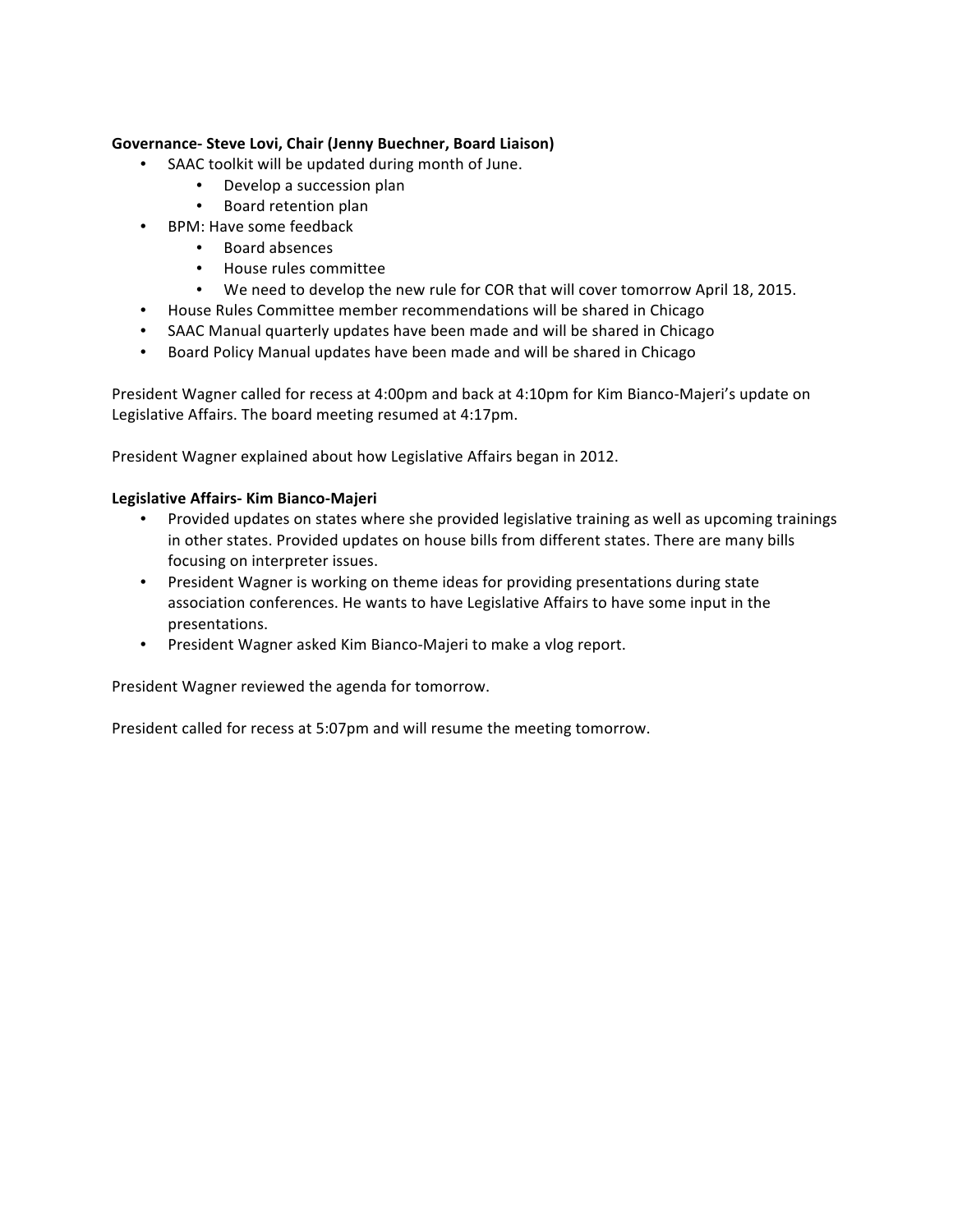**Governance- Steve Lovi, Chair (Jenny Buechner, Board Liaison)**

- SAAC toolkit will be updated during month of June.
    - Develop a succession plan
    - Board retention plan
- BPM: Have some feedback
    - Board absences
    - House rules committee
    - We need to develop the new rule for COR that will cover tomorrow April 18, 2015.
- House Rules Committee member recommendations will be shared in Chicago
- SAAC Manual quarterly updates have been made and will be shared in Chicago
- Board Policy Manual updates have been made and will be shared in Chicago

President Wagner called for recess at 4:00pm and back at 4:10pm for Kim Bianco-Majeri's update on Legislative Affairs. The board meeting resumed at 4:17pm.

President Wagner explained about how Legislative Affairs began in 2012.

**Legislative Affairs- Kim Bianco-Majeri**

- Provided updates on states where she provided legislative training as well as upcoming trainings in other states. Provided updates on house bills from different states. There are many bills focusing on interpreter issues.
- President Wagner is working on theme ideas for providing presentations during state association conferences. He wants to have Legislative Affairs to have some input in the presentations.
- President Wagner asked Kim Bianco-Majeri to make a vlog report.

President Wagner reviewed the agenda for tomorrow.

President called for recess at 5:07pm and will resume the meeting tomorrow.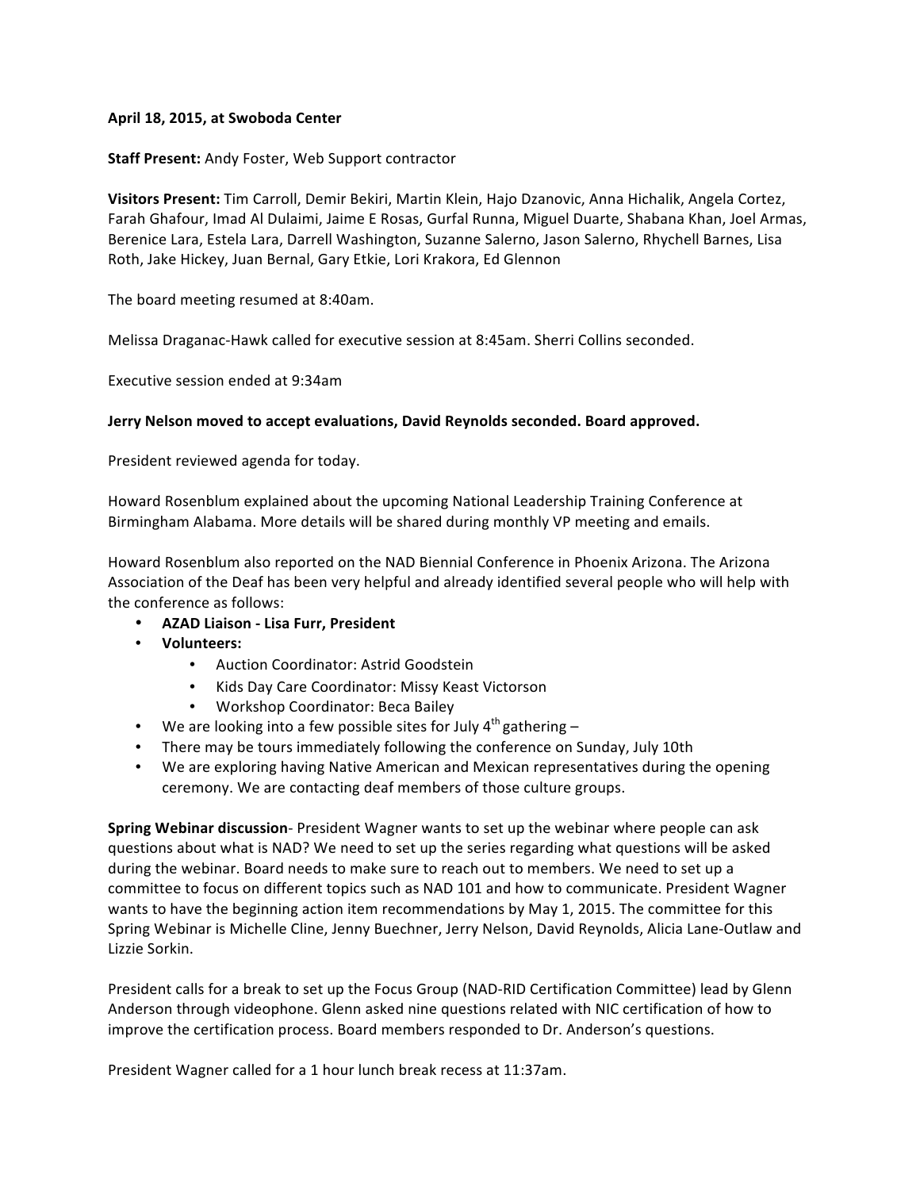**April 18, 2015, at Swoboda Center**

**Staff Present:** Andy Foster, Web Support contractor

**Visitors Present:** Tim Carroll, Demir Bekiri, Martin Klein, Hajo Dzanovic, Anna Hichalik, Angela Cortez, Farah Ghafour, Imad Al Dulaimi, Jaime E Rosas, Gurfal Runna, Miguel Duarte, Shabana Khan, Joel Armas, Berenice Lara, Estela Lara, Darrell Washington, Suzanne Salerno, Jason Salerno, Rhychell Barnes, Lisa Roth, Jake Hickey, Juan Bernal, Gary Etkie, Lori Krakora, Ed Glennon

The board meeting resumed at 8:40am.

Melissa Draganac-Hawk called for executive session at 8:45am. Sherri Collins seconded.

Executive session ended at 9:34am

**Jerry Nelson moved to accept evaluations, David Reynolds seconded. Board approved.**

President reviewed agenda for today.

Howard Rosenblum explained about the upcoming National Leadership Training Conference at Birmingham Alabama. More details will be shared during monthly VP meeting and emails.

Howard Rosenblum also reported on the NAD Biennial Conference in Phoenix Arizona. The Arizona Association of the Deaf has been very helpful and already identified several people who will help with the conference as follows:

- **AZAD Liaison - Lisa Furr, President**
- **Volunteers:**
    - Auction Coordinator: Astrid Goodstein
    - Kids Day Care Coordinator: Missy Keast Victorson
    - Workshop Coordinator: Beca Bailey
- We are looking into a few possible sites for July 4th gathering –
- There may be tours immediately following the conference on Sunday, July 10th
- We are exploring having Native American and Mexican representatives during the opening ceremony. We are contacting deaf members of those culture groups.

**Spring Webinar discussion**- President Wagner wants to set up the webinar where people can ask questions about what is NAD? We need to set up the series regarding what questions will be asked during the webinar. Board needs to make sure to reach out to members. We need to set up a committee to focus on different topics such as NAD 101 and how to communicate. President Wagner wants to have the beginning action item recommendations by May 1, 2015. The committee for this Spring Webinar is Michelle Cline, Jenny Buechner, Jerry Nelson, David Reynolds, Alicia Lane-Outlaw and Lizzie Sorkin.

President calls for a break to set up the Focus Group (NAD-RID Certification Committee) lead by Glenn Anderson through videophone. Glenn asked nine questions related with NIC certification of how to improve the certification process. Board members responded to Dr. Anderson's questions.

President Wagner called for a 1 hour lunch break recess at 11:37am.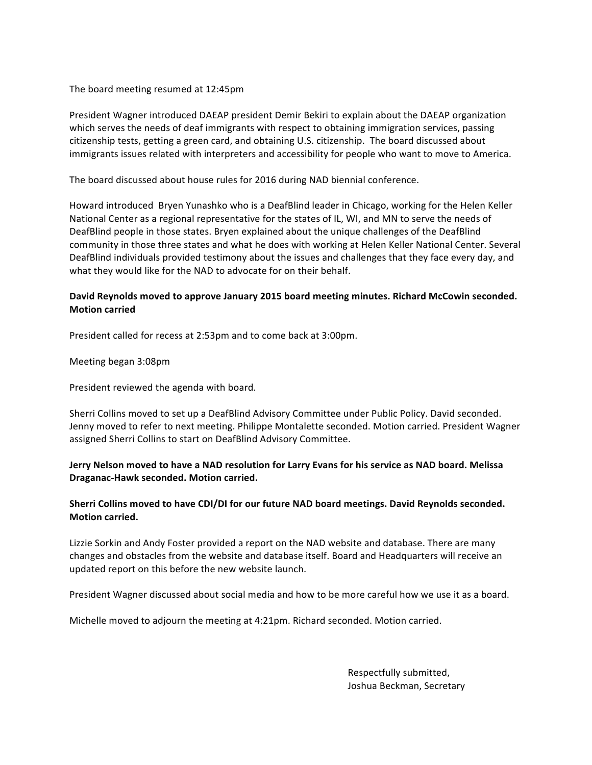The board meeting resumed at 12:45pm

President Wagner introduced DAEAP president Demir Bekiri to explain about the DAEAP organization which serves the needs of deaf immigrants with respect to obtaining immigration services, passing citizenship tests, getting a green card, and obtaining U.S. citizenship. The board discussed about immigrants issues related with interpreters and accessibility for people who want to move to America.

The board discussed about house rules for 2016 during NAD biennial conference.

Howard introduced Bryen Yunashko who is a DeafBlind leader in Chicago, working for the Helen Keller National Center as a regional representative for the states of IL, WI, and MN to serve the needs of DeafBlind people in those states. Bryen explained about the unique challenges of the DeafBlind community in those three states and what he does with working at Helen Keller National Center. Several DeafBlind individuals provided testimony about the issues and challenges that they face every day, and what they would like for the NAD to advocate for on their behalf.

**David Reynolds moved to approve January 2015 board meeting minutes. Richard McCowin seconded. Motion carried**

President called for recess at 2:53pm and to come back at 3:00pm.

Meeting began 3:08pm

President reviewed the agenda with board.

Sherri Collins moved to set up a DeafBlind Advisory Committee under Public Policy. David seconded. Jenny moved to refer to next meeting. Philippe Montalette seconded. Motion carried. President Wagner assigned Sherri Collins to start on DeafBlind Advisory Committee.

**Jerry Nelson moved to have a NAD resolution for Larry Evans for his service as NAD board. Melissa Draganac-Hawk seconded. Motion carried.**

**Sherri Collins moved to have CDI/DI for our future NAD board meetings. David Reynolds seconded. Motion carried.**

Lizzie Sorkin and Andy Foster provided a report on the NAD website and database. There are many changes and obstacles from the website and database itself. Board and Headquarters will receive an updated report on this before the new website launch.

President Wagner discussed about social media and how to be more careful how we use it as a board.

Michelle moved to adjourn the meeting at 4:21pm. Richard seconded. Motion carried.

Respectfully submitted,
Joshua Beckman, Secretary